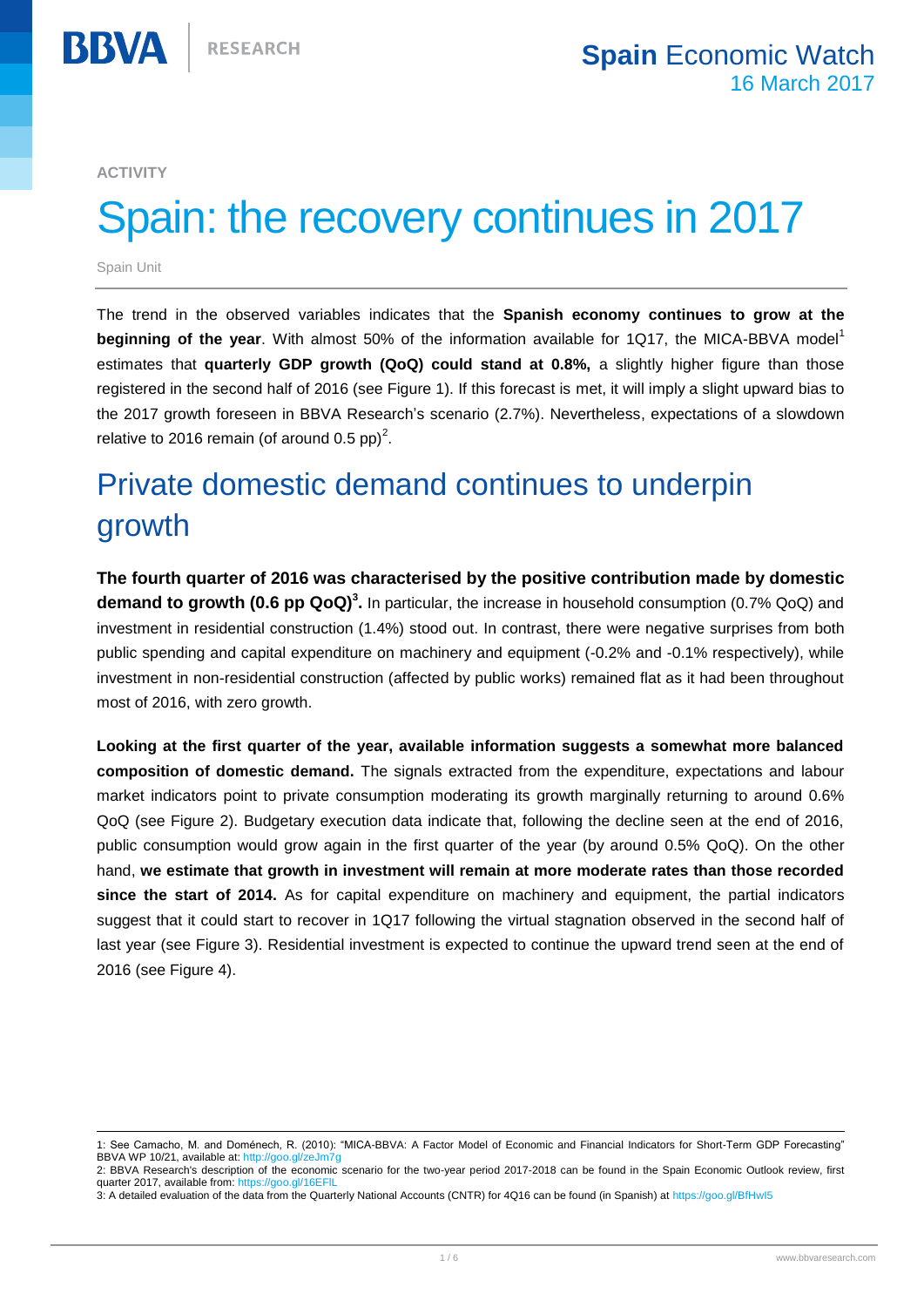ACTIVITY

# Spain: the recovery continues in 2017

Spain Unit

The trend in the observed variables indicates that the **Spanish economy continues to grow at the beginning of the year**. With almost 50% of the information available for 1Q17, the MICA-BBVA model[1] estimates that **quarterly GDP growth (QoQ) could stand at 0.8%,** a slightly higher figure than those registered in the second half of 2016 (see Figure 1). If this forecast is met, it will imply a slight upward bias to the 2017 growth foreseen in BBVA Research's scenario (2.7%). Nevertheless, expectations of a slowdown relative to 2016 remain (of around 0.5 pp)[2].

## Private domestic demand continues to underpin growth

**The fourth quarter of 2016 was characterised by the positive contribution made by domestic demand to growth (0.6 pp QoQ)[3].** In particular, the increase in household consumption (0.7% QoQ) and investment in residential construction (1.4%) stood out. In contrast, there were negative surprises from both public spending and capital expenditure on machinery and equipment (-0.2% and -0.1% respectively), while investment in non-residential construction (affected by public works) remained flat as it had been throughout most of 2016, with zero growth.

**Looking at the first quarter of the year, available information suggests a somewhat more balanced composition of domestic demand.** The signals extracted from the expenditure, expectations and labour market indicators point to private consumption moderating its growth marginally returning to around 0.6% QoQ (see Figure 2). Budgetary execution data indicate that, following the decline seen at the end of 2016, public consumption would grow again in the first quarter of the year (by around 0.5% QoQ). On the other hand, **we estimate that growth in investment will remain at more moderate rates than those recorded since the start of 2014.** As for capital expenditure on machinery and equipment, the partial indicators suggest that it could start to recover in 1Q17 following the virtual stagnation observed in the second half of last year (see Figure 3). Residential investment is expected to continue the upward trend seen at the end of 2016 (see Figure 4).

---

1: See Camacho, M. and Doménech, R. (2010): "MICA-BBVA: A Factor Model of Economic and Financial Indicators for Short-Term GDP Forecasting" BBVA WP 10/21, available at: http://goo.gl/zeJm7g

2: BBVA Research's description of the economic scenario for the two-year period 2017-2018 can be found in the Spain Economic Outlook review, first quarter 2017, available from: https://goo.gl/16EFlL

3: A detailed evaluation of the data from the Quarterly National Accounts (CNTR) for 4Q16 can be found (in Spanish) at https://goo.gl/BfHwl5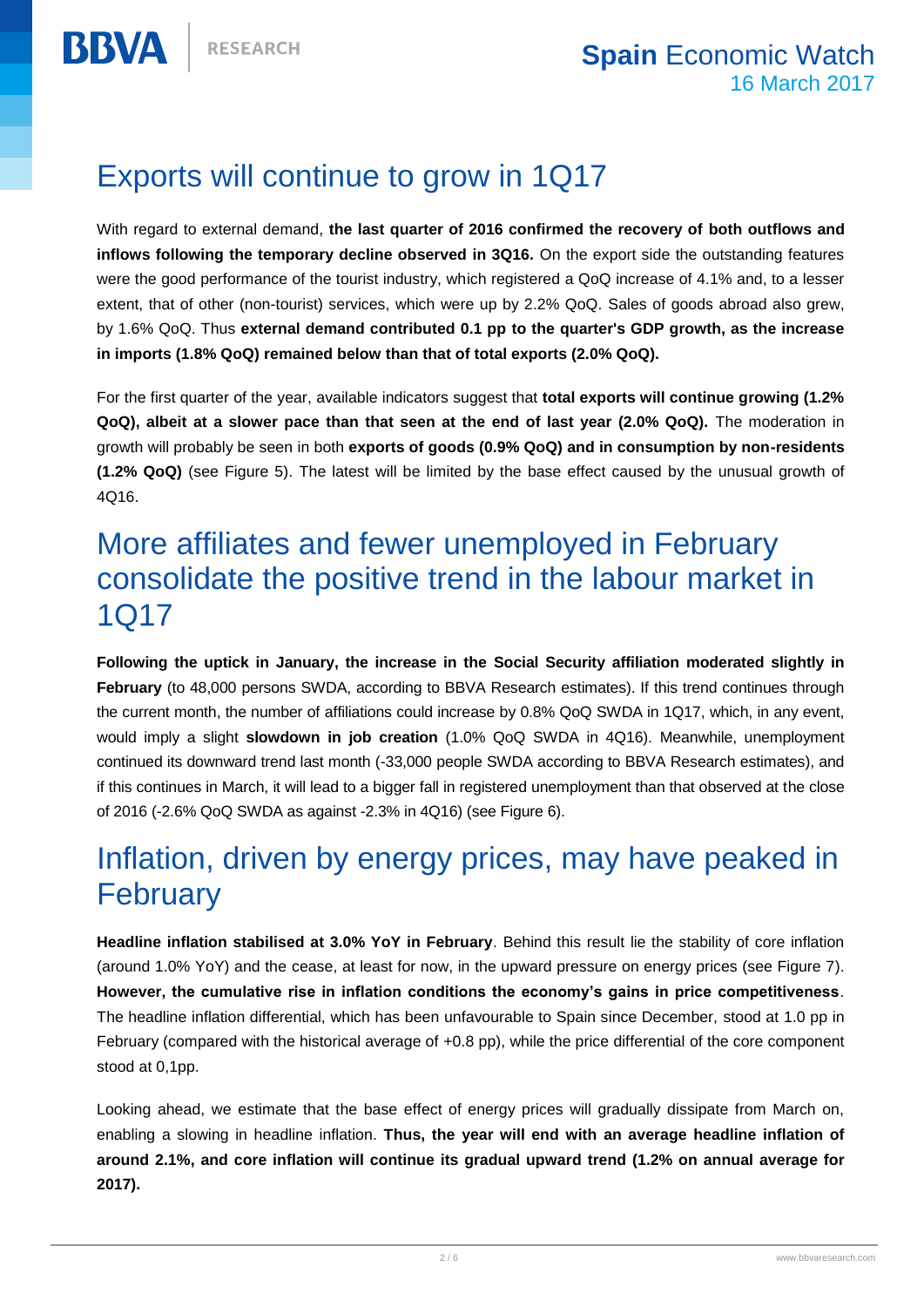## Exports will continue to grow in 1Q17

With regard to external demand, **the last quarter of 2016 confirmed the recovery of both outflows and inflows following the temporary decline observed in 3Q16.** On the export side the outstanding features were the good performance of the tourist industry, which registered a QoQ increase of 4.1% and, to a lesser extent, that of other (non-tourist) services, which were up by 2.2% QoQ. Sales of goods abroad also grew, by 1.6% QoQ. Thus **external demand contributed 0.1 pp to the quarter's GDP growth, as the increase in imports (1.8% QoQ) remained below than that of total exports (2.0% QoQ).**

For the first quarter of the year, available indicators suggest that **total exports will continue growing (1.2% QoQ), albeit at a slower pace than that seen at the end of last year (2.0% QoQ).** The moderation in growth will probably be seen in both **exports of goods (0.9% QoQ) and in consumption by non-residents (1.2% QoQ)** (see Figure 5). The latest will be limited by the base effect caused by the unusual growth of 4Q16.

## More affiliates and fewer unemployed in February consolidate the positive trend in the labour market in 1Q17

**Following the uptick in January, the increase in the Social Security affiliation moderated slightly in February** (to 48,000 persons SWDA, according to BBVA Research estimates). If this trend continues through the current month, the number of affiliations could increase by 0.8% QoQ SWDA in 1Q17, which, in any event, would imply a slight **slowdown in job creation** (1.0% QoQ SWDA in 4Q16). Meanwhile, unemployment continued its downward trend last month (-33,000 people SWDA according to BBVA Research estimates), and if this continues in March, it will lead to a bigger fall in registered unemployment than that observed at the close of 2016 (-2.6% QoQ SWDA as against -2.3% in 4Q16) (see Figure 6).

## Inflation, driven by energy prices, may have peaked in February

**Headline inflation stabilised at 3.0% YoY in February**. Behind this result lie the stability of core inflation (around 1.0% YoY) and the cease, at least for now, in the upward pressure on energy prices (see Figure 7). **However, the cumulative rise in inflation conditions the economy's gains in price competitiveness**. The headline inflation differential, which has been unfavourable to Spain since December, stood at 1.0 pp in February (compared with the historical average of +0.8 pp), while the price differential of the core component stood at 0,1pp.

Looking ahead, we estimate that the base effect of energy prices will gradually dissipate from March on, enabling a slowing in headline inflation. **Thus, the year will end with an average headline inflation of around 2.1%, and core inflation will continue its gradual upward trend (1.2% on annual average for 2017).**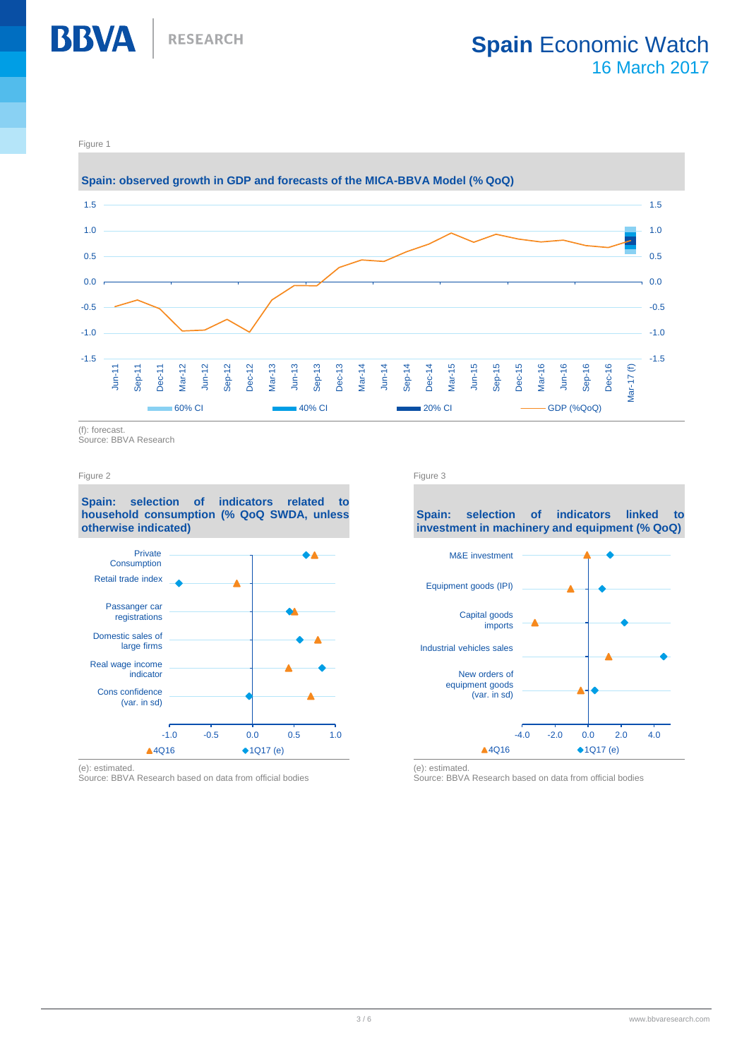Figure 1

**Spain: observed growth in GDP and forecasts of the MICA-BBVA Model (% QoQ)**

(f): forecast.
Source: BBVA Research

Figure 2

**Spain: selection of indicators related to household consumption (% QoQ SWDA, unless otherwise indicated)**

(e): estimated.
Source: BBVA Research based on data from official bodies

Figure 3

**Spain: selection of indicators linked to investment in machinery and equipment (% QoQ)**

(e): estimated.
Source: BBVA Research based on data from official bodies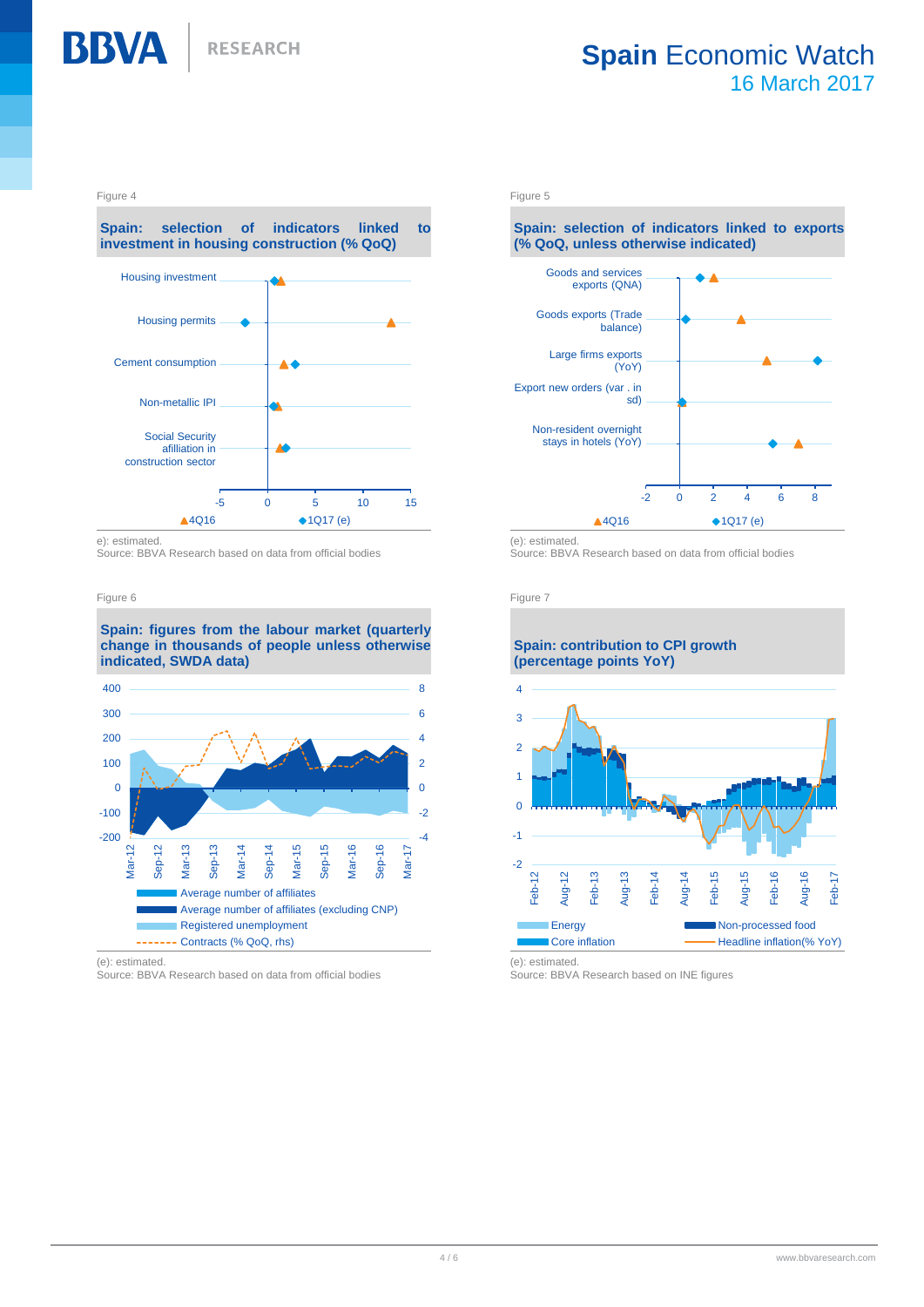Figure 4

**Spain: selection of indicators linked to investment in housing construction (% QoQ)**

e): estimated.
Source: BBVA Research based on data from official bodies

Figure 5

**Spain: selection of indicators linked to exports (% QoQ, unless otherwise indicated)**

(e): estimated.
Source: BBVA Research based on data from official bodies

Figure 6

**Spain: figures from the labour market (quarterly change in thousands of people unless otherwise indicated, SWDA data)**

(e): estimated.
Source: BBVA Research based on data from official bodies

Figure 7

**Spain: contribution to CPI growth (percentage points YoY)**

(e): estimated.
Source: BBVA Research based on INE figures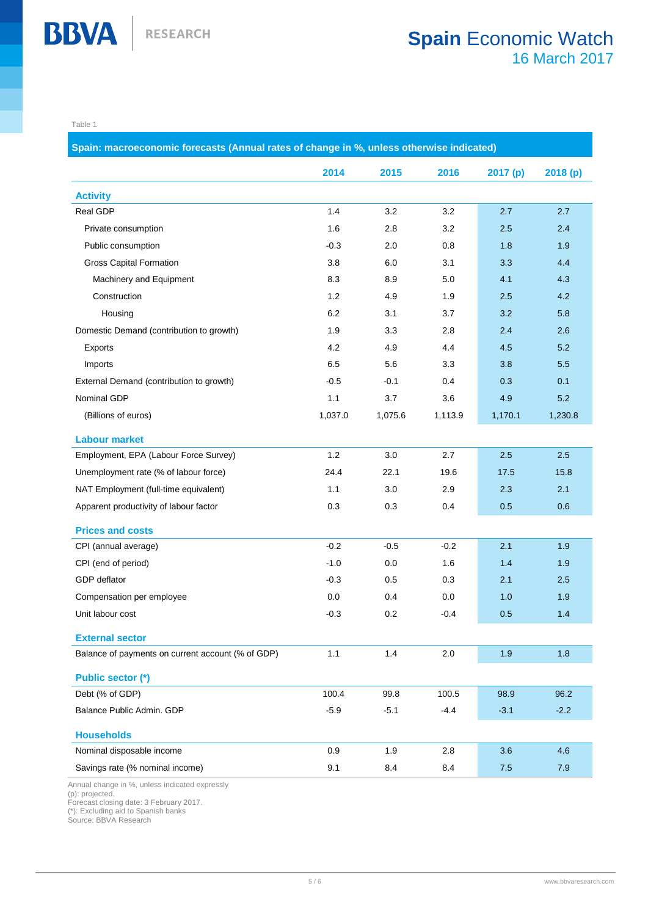Table 1

| Spain: macroeconomic forecasts (Annual rates of change in %, unless otherwise indicated) | 2014 | 2015 | 2016 | 2017 (p) | 2018 (p) |
|---|---|---|---|---|---|
| **Activity** | | | | | |
| Real GDP | 1.4 | 3.2 | 3.2 | 2.7 | 2.7 |
| Private consumption | 1.6 | 2.8 | 3.2 | 2.5 | 2.4 |
| Public consumption | -0.3 | 2.0 | 0.8 | 1.8 | 1.9 |
| Gross Capital Formation | 3.8 | 6.0 | 3.1 | 3.3 | 4.4 |
| Machinery and Equipment | 8.3 | 8.9 | 5.0 | 4.1 | 4.3 |
| Construction | 1.2 | 4.9 | 1.9 | 2.5 | 4.2 |
| Housing | 6.2 | 3.1 | 3.7 | 3.2 | 5.8 |
| Domestic Demand (contribution to growth) | 1.9 | 3.3 | 2.8 | 2.4 | 2.6 |
| Exports | 4.2 | 4.9 | 4.4 | 4.5 | 5.2 |
| Imports | 6.5 | 5.6 | 3.3 | 3.8 | 5.5 |
| External Demand (contribution to growth) | -0.5 | -0.1 | 0.4 | 0.3 | 0.1 |
| Nominal GDP | 1.1 | 3.7 | 3.6 | 4.9 | 5.2 |
| (Billions of euros) | 1,037.0 | 1,075.6 | 1,113.9 | 1,170.1 | 1,230.8 |
| **Labour market** | | | | | |
| Employment, EPA (Labour Force Survey) | 1.2 | 3.0 | 2.7 | 2.5 | 2.5 |
| Unemployment rate (% of labour force) | 24.4 | 22.1 | 19.6 | 17.5 | 15.8 |
| NAT Employment (full-time equivalent) | 1.1 | 3.0 | 2.9 | 2.3 | 2.1 |
| Apparent productivity of labour factor | 0.3 | 0.3 | 0.4 | 0.5 | 0.6 |
| **Prices and costs** | | | | | |
| CPI (annual average) | -0.2 | -0.5 | -0.2 | 2.1 | 1.9 |
| CPI (end of period) | -1.0 | 0.0 | 1.6 | 1.4 | 1.9 |
| GDP deflator | -0.3 | 0.5 | 0.3 | 2.1 | 2.5 |
| Compensation per employee | 0.0 | 0.4 | 0.0 | 1.0 | 1.9 |
| Unit labour cost | -0.3 | 0.2 | -0.4 | 0.5 | 1.4 |
| **External sector** | | | | | |
| Balance of payments on current account (% of GDP) | 1.1 | 1.4 | 2.0 | 1.9 | 1.8 |
| **Public sector (*)** | | | | | |
| Debt (% of GDP) | 100.4 | 99.8 | 100.5 | 98.9 | 96.2 |
| Balance Public Admin. GDP | -5.9 | -5.1 | -4.4 | -3.1 | -2.2 |
| **Households** | | | | | |
| Nominal disposable income | 0.9 | 1.9 | 2.8 | 3.6 | 4.6 |
| Savings rate (% nominal income) | 9.1 | 8.4 | 8.4 | 7.5 | 7.9 |

Annual change in %, unless indicated expressly
(p): projected.
Forecast closing date: 3 February 2017.
(*): Excluding aid to Spanish banks
Source: BBVA Research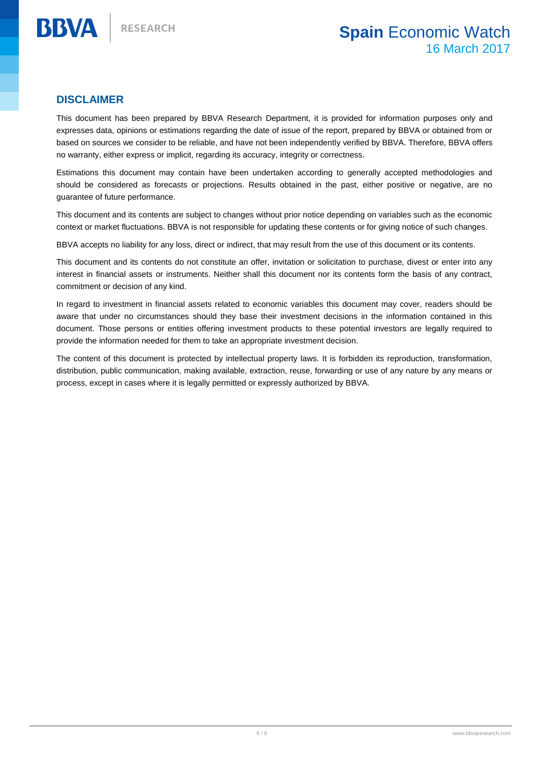## DISCLAIMER

This document has been prepared by BBVA Research Department, it is provided for information purposes only and expresses data, opinions or estimations regarding the date of issue of the report, prepared by BBVA or obtained from or based on sources we consider to be reliable, and have not been independently verified by BBVA. Therefore, BBVA offers no warranty, either express or implicit, regarding its accuracy, integrity or correctness.

Estimations this document may contain have been undertaken according to generally accepted methodologies and should be considered as forecasts or projections. Results obtained in the past, either positive or negative, are no guarantee of future performance.

This document and its contents are subject to changes without prior notice depending on variables such as the economic context or market fluctuations. BBVA is not responsible for updating these contents or for giving notice of such changes.

BBVA accepts no liability for any loss, direct or indirect, that may result from the use of this document or its contents.

This document and its contents do not constitute an offer, invitation or solicitation to purchase, divest or enter into any interest in financial assets or instruments. Neither shall this document nor its contents form the basis of any contract, commitment or decision of any kind.

In regard to investment in financial assets related to economic variables this document may cover, readers should be aware that under no circumstances should they base their investment decisions in the information contained in this document. Those persons or entities offering investment products to these potential investors are legally required to provide the information needed for them to take an appropriate investment decision.

The content of this document is protected by intellectual property laws. It is forbidden its reproduction, transformation, distribution, public communication, making available, extraction, reuse, forwarding or use of any nature by any means or process, except in cases where it is legally permitted or expressly authorized by BBVA.